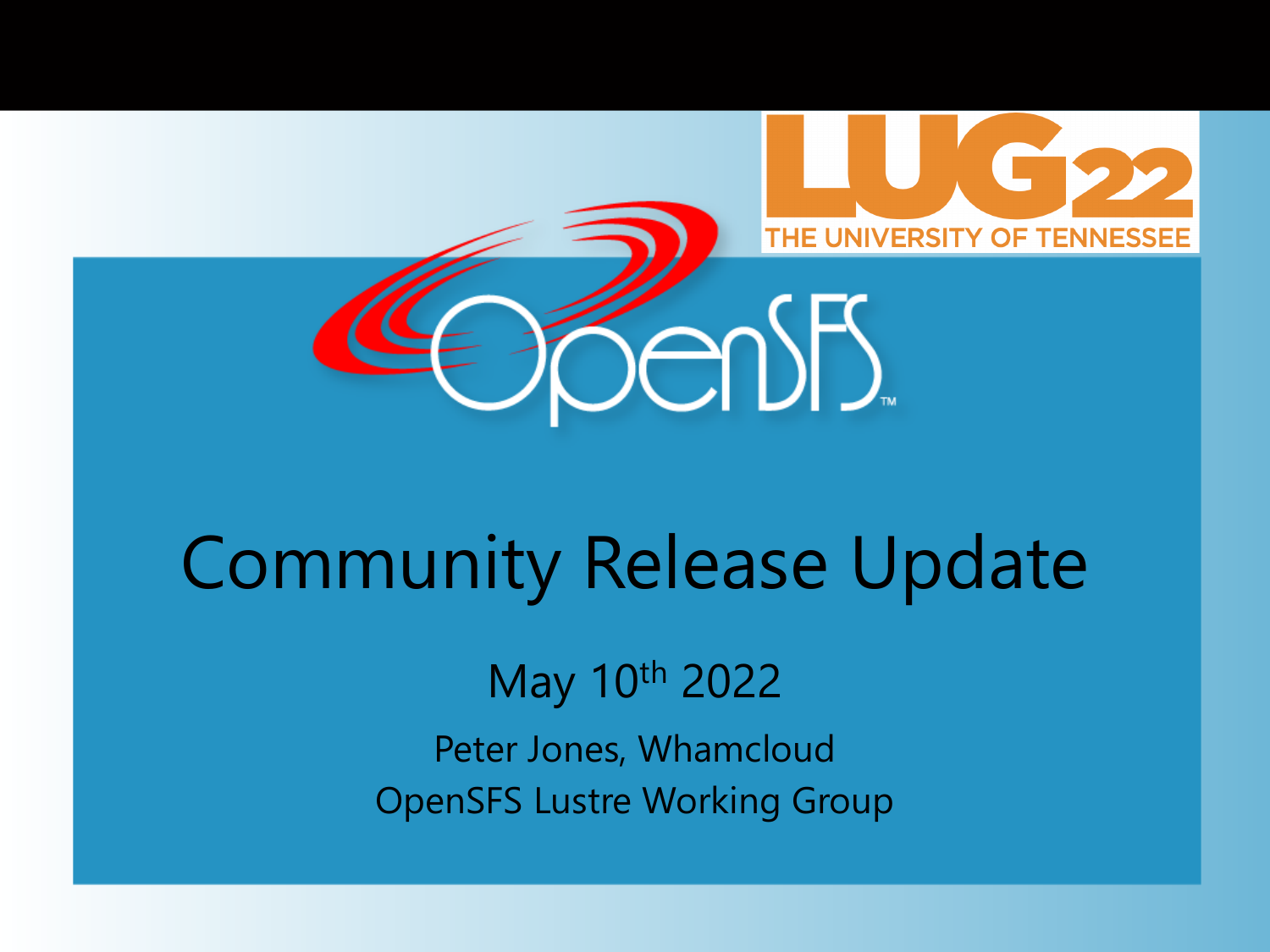# Community Release Update

May 10th 2022

Peter Jones, Whamcloud

OpenSFS Lustre Working Group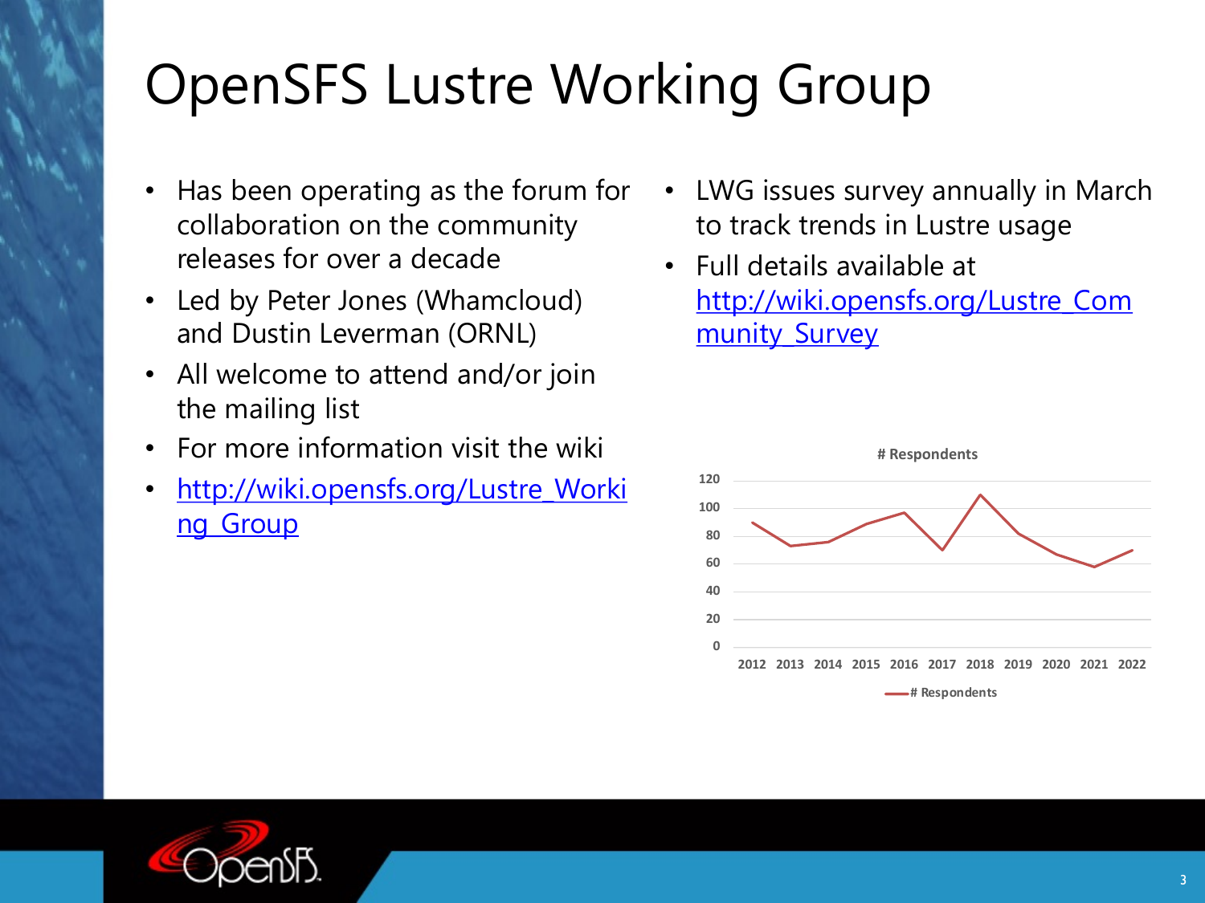# OpenSFS Lustre Working Group

- Has been operating as the forum for collaboration on the community releases for over a decade
- Led by Peter Jones (Whamcloud) and Dustin Leverman (ORNL)
- All welcome to attend and/or join the mailing list
- For more information visit the wiki
- http://wiki.opensfs.org/Lustre_Working_Group

- LWG issues survey annually in March to track trends in Lustre usage
- Full details available at http://wiki.opensfs.org/Lustre_Community_Survey

**# Respondents**

| Year | # Respondents (approx.) |
|---|---|
| 2012 | 90 |
| 2013 | 73 |
| 2014 | 76 |
| 2015 | 89 |
| 2016 | 97 |
| 2017 | 70 |
| 2018 | 110 |
| 2019 | 82 |
| 2020 | 67 |
| 2021 | 58 |
| 2022 | 70 |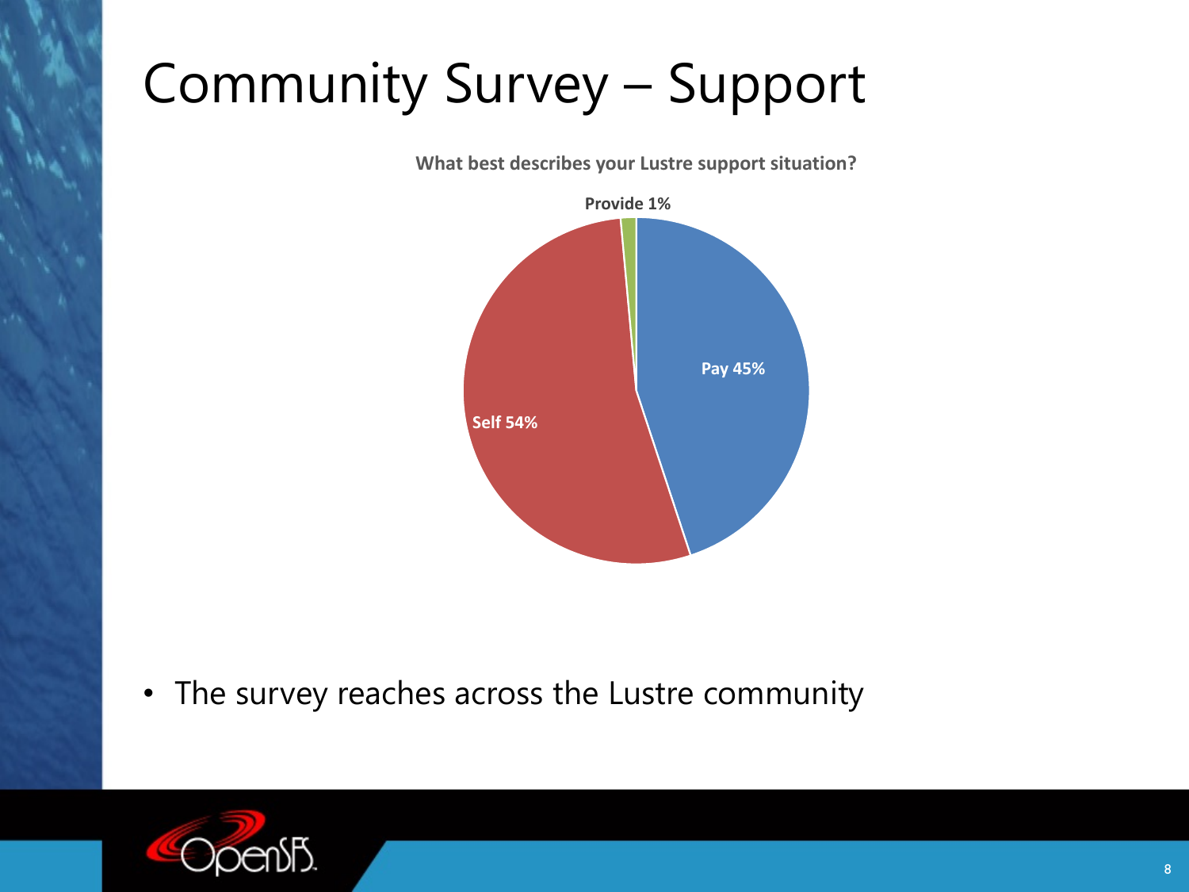# Community Survey – Support

**What best describes your Lustre support situation?**

- Provide 1%
- Pay 45%
- Self 54%

- The survey reaches across the Lustre community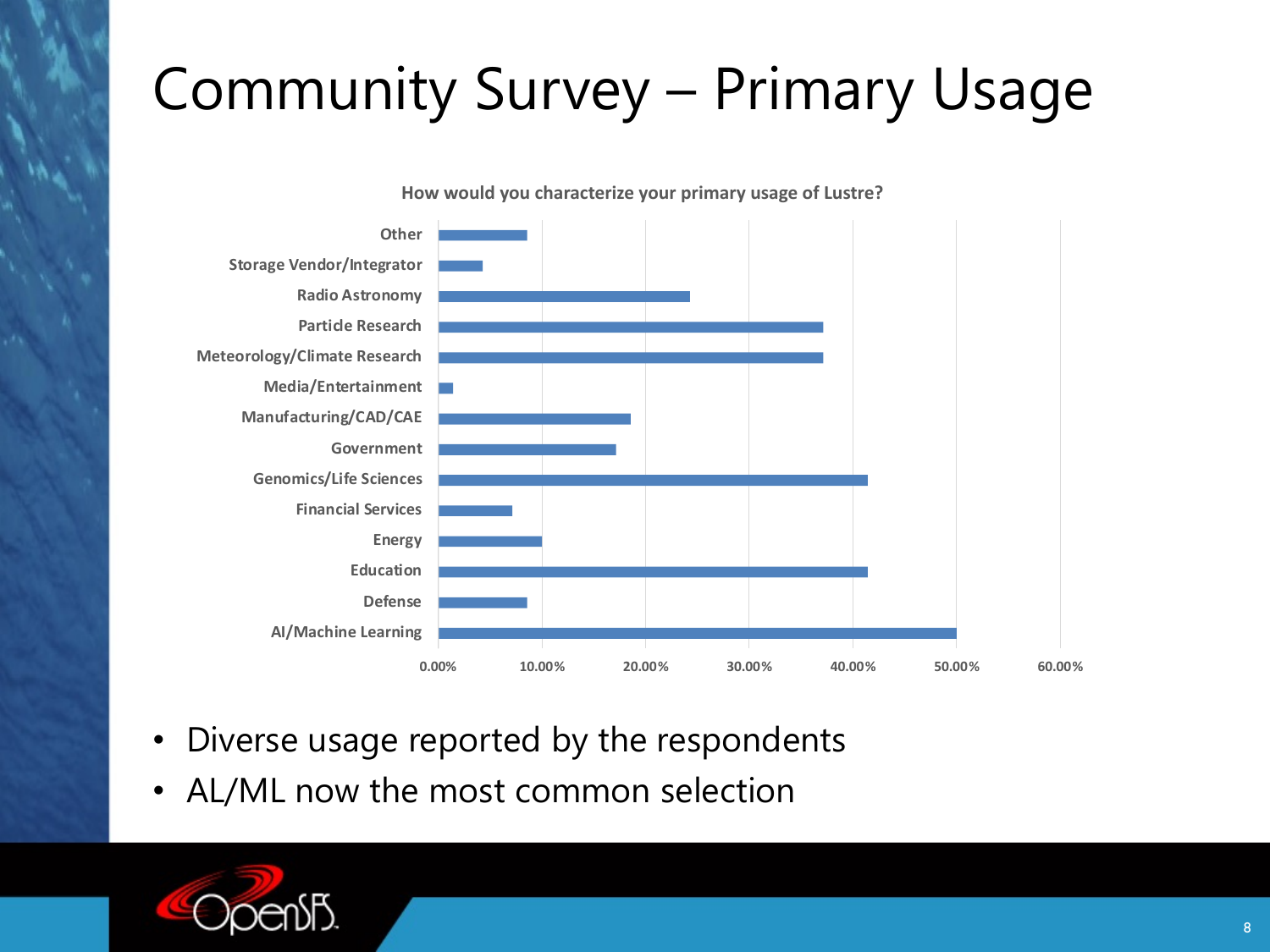# Community Survey – Primary Usage

**How would you characterize your primary usage of Lustre?**

| Category |
|---|
| Other |
| Storage Vendor/Integrator |
| Radio Astronomy |
| Particle Research |
| Meteorology/Climate Research |
| Media/Entertainment |
| Manufacturing/CAD/CAE |
| Government |
| Genomics/Life Sciences |
| Financial Services |
| Energy |
| Education |
| Defense |
| AI/Machine Learning |

0.00% 10.00% 20.00% 30.00% 40.00% 50.00% 60.00%

- Diverse usage reported by the respondents
- AL/ML now the most common selection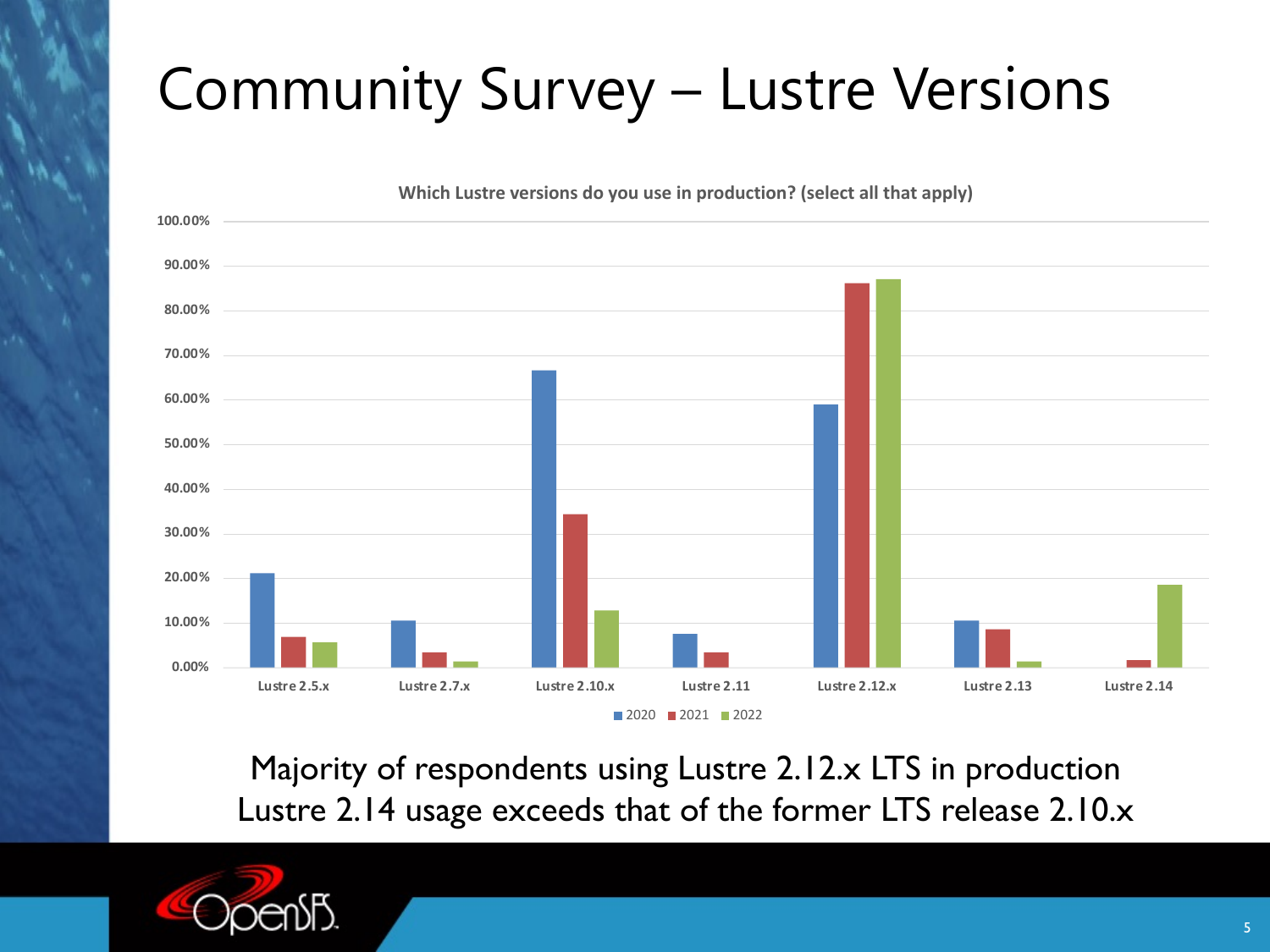# Community Survey – Lustre Versions

Which Lustre versions do you use in production? (select all that apply)

| | 2020 | 2021 | 2022 |
|---|---|---|---|
| Lustre 2.5.x | 21% | 7% | 5.5% |
| Lustre 2.7.x | 10.5% | 3.5% | 1.5% |
| Lustre 2.10.x | 66.5% | 34.5% | 13% |
| Lustre 2.11 | 7.5% | 3.5% | |
| Lustre 2.12.x | 59% | 86% | 87% |
| Lustre 2.13 | 10.5% | 8.5% | 1.5% |
| Lustre 2.14 | | 1.5% | 18.5% |

Majority of respondents using Lustre 2.12.x LTS in production

Lustre 2.14 usage exceeds that of the former LTS release 2.10.x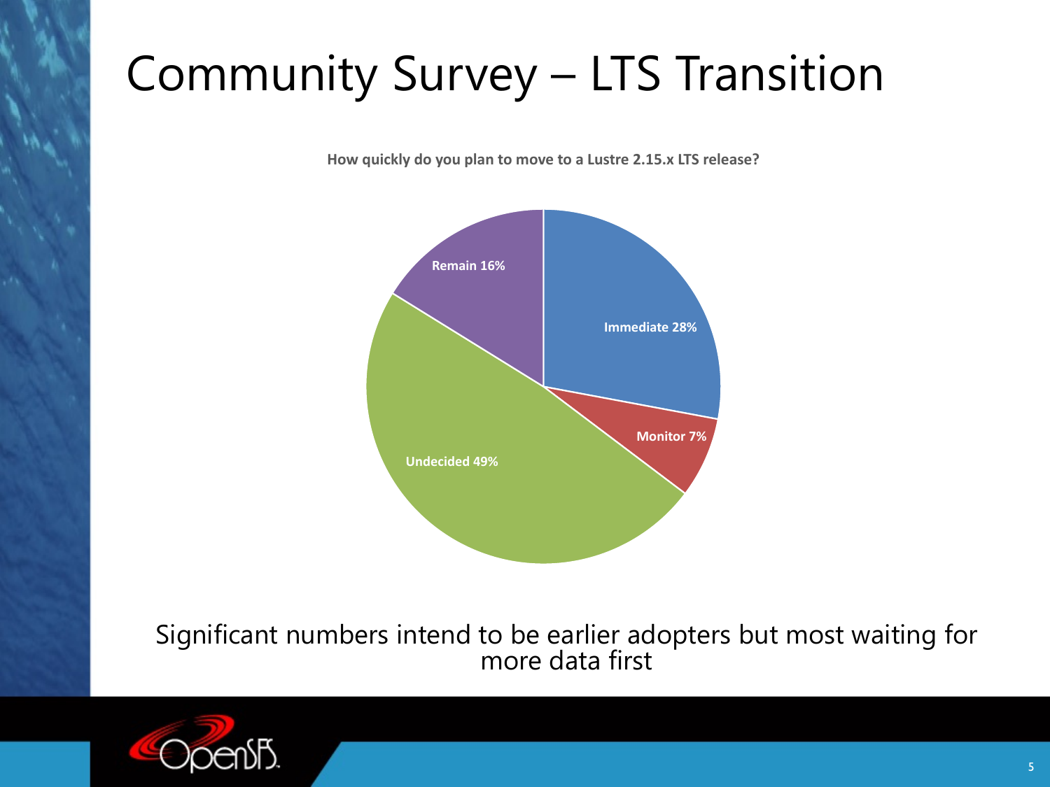# Community Survey – LTS Transition

**How quickly do you plan to move to a Lustre 2.15.x LTS release?**

| Response | Percentage |
|---|---|
| Immediate | 28% |
| Monitor | 7% |
| Undecided | 49% |
| Remain | 16% |

Significant numbers intend to be earlier adopters but most waiting for more data first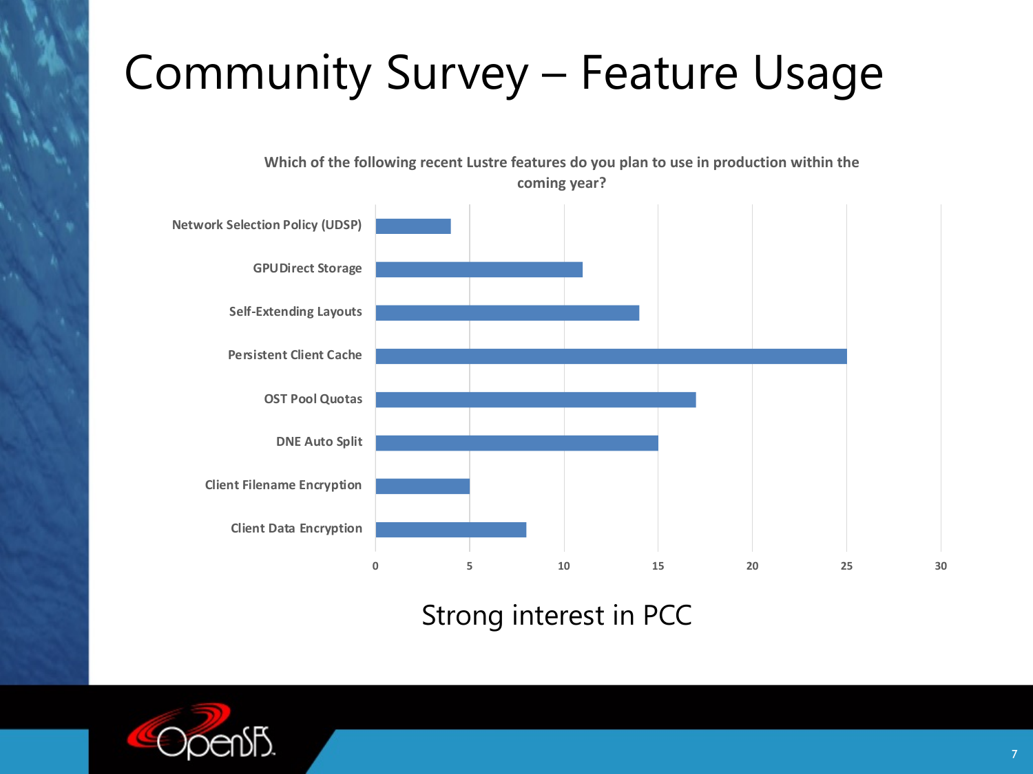# Community Survey – Feature Usage

**Which of the following recent Lustre features do you plan to use in production within the coming year?**

| Feature | Responses |
| --- | --- |
| Network Selection Policy (UDSP) | 4 |
| GPUDirect Storage | 11 |
| Self-Extending Layouts | 14 |
| Persistent Client Cache | 25 |
| OST Pool Quotas | 17 |
| DNE Auto Split | 15 |
| Client Filename Encryption | 5 |
| Client Data Encryption | 8 |

Strong interest in PCC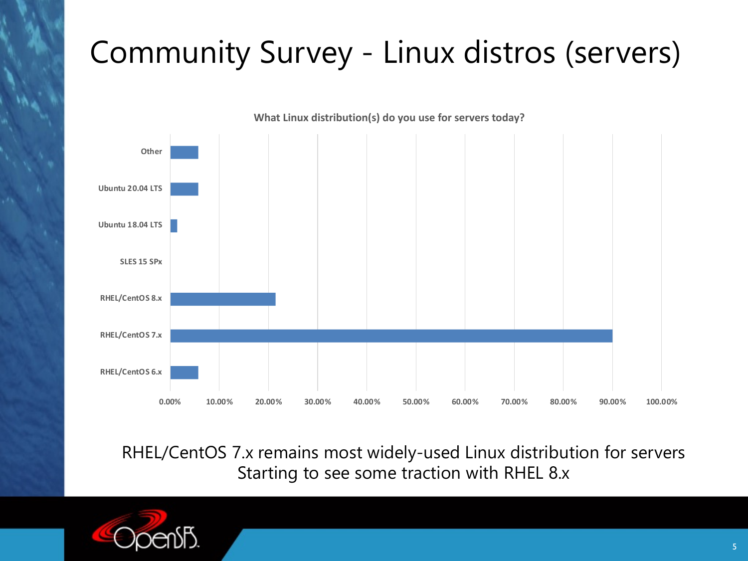# Community Survey - Linux distros (servers)

**What Linux distribution(s) do you use for servers today?**

| Distribution |
|---|
| Other |
| Ubuntu 20.04 LTS |
| Ubuntu 18.04 LTS |
| SLES 15 SPx |
| RHEL/CentOS 8.x |
| RHEL/CentOS 7.x |
| RHEL/CentOS 6.x |

0.00% 10.00% 20.00% 30.00% 40.00% 50.00% 60.00% 70.00% 80.00% 90.00% 100.00%

RHEL/CentOS 7.x remains most widely-used Linux distribution for servers
Starting to see some traction with RHEL 8.x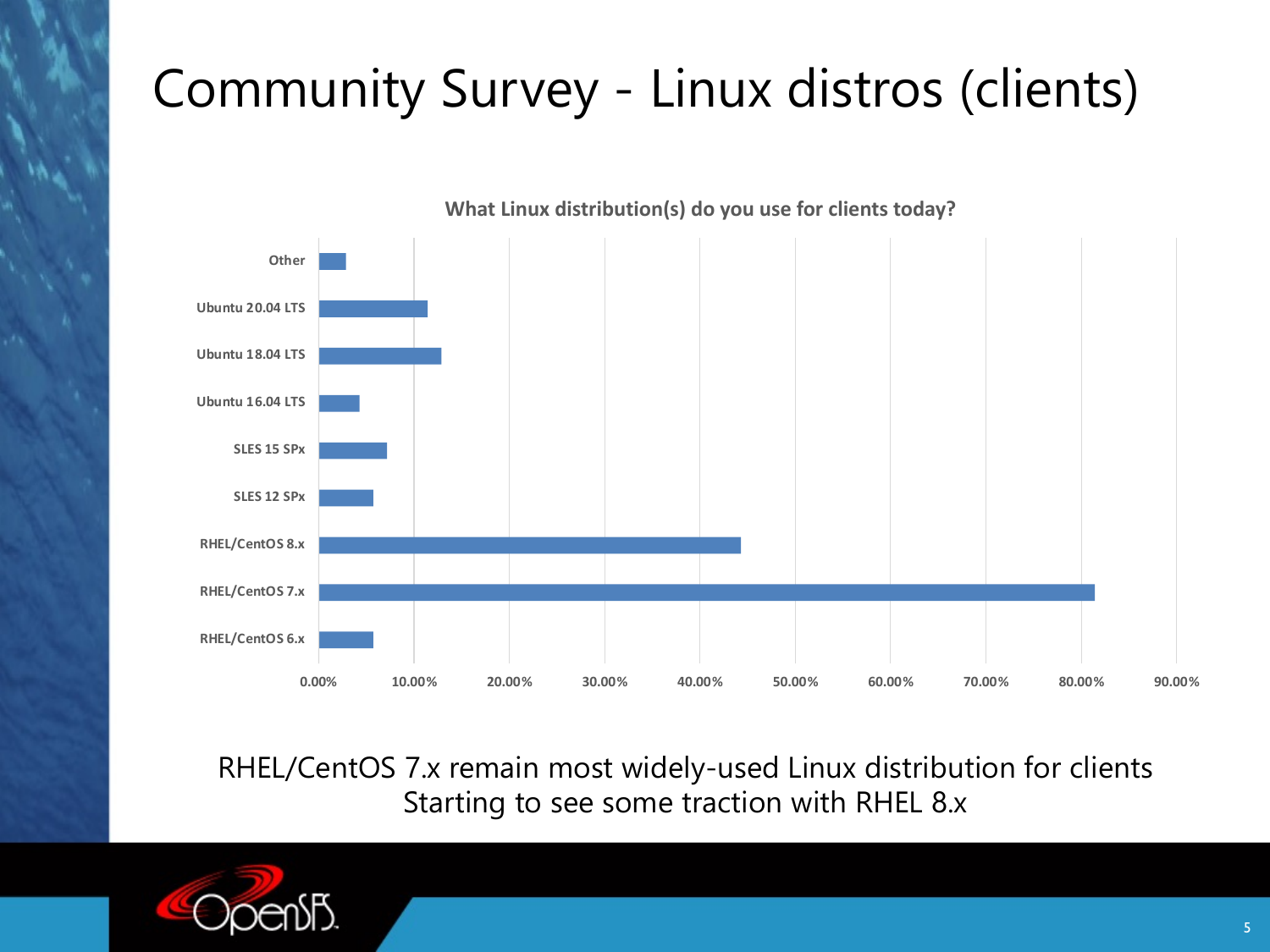# Community Survey - Linux distros (clients)

**What Linux distribution(s) do you use for clients today?**

| Distribution | Approx. share |
| --- | --- |
| Other | ~3% |
| Ubuntu 20.04 LTS | ~11.5% |
| Ubuntu 18.04 LTS | ~13% |
| Ubuntu 16.04 LTS | ~4% |
| SLES 15 SPx | ~7% |
| SLES 12 SPx | ~5.5% |
| RHEL/CentOS 8.x | ~44% |
| RHEL/CentOS 7.x | ~81% |
| RHEL/CentOS 6.x | ~5.5% |

RHEL/CentOS 7.x remain most widely-used Linux distribution for clients
Starting to see some traction with RHEL 8.x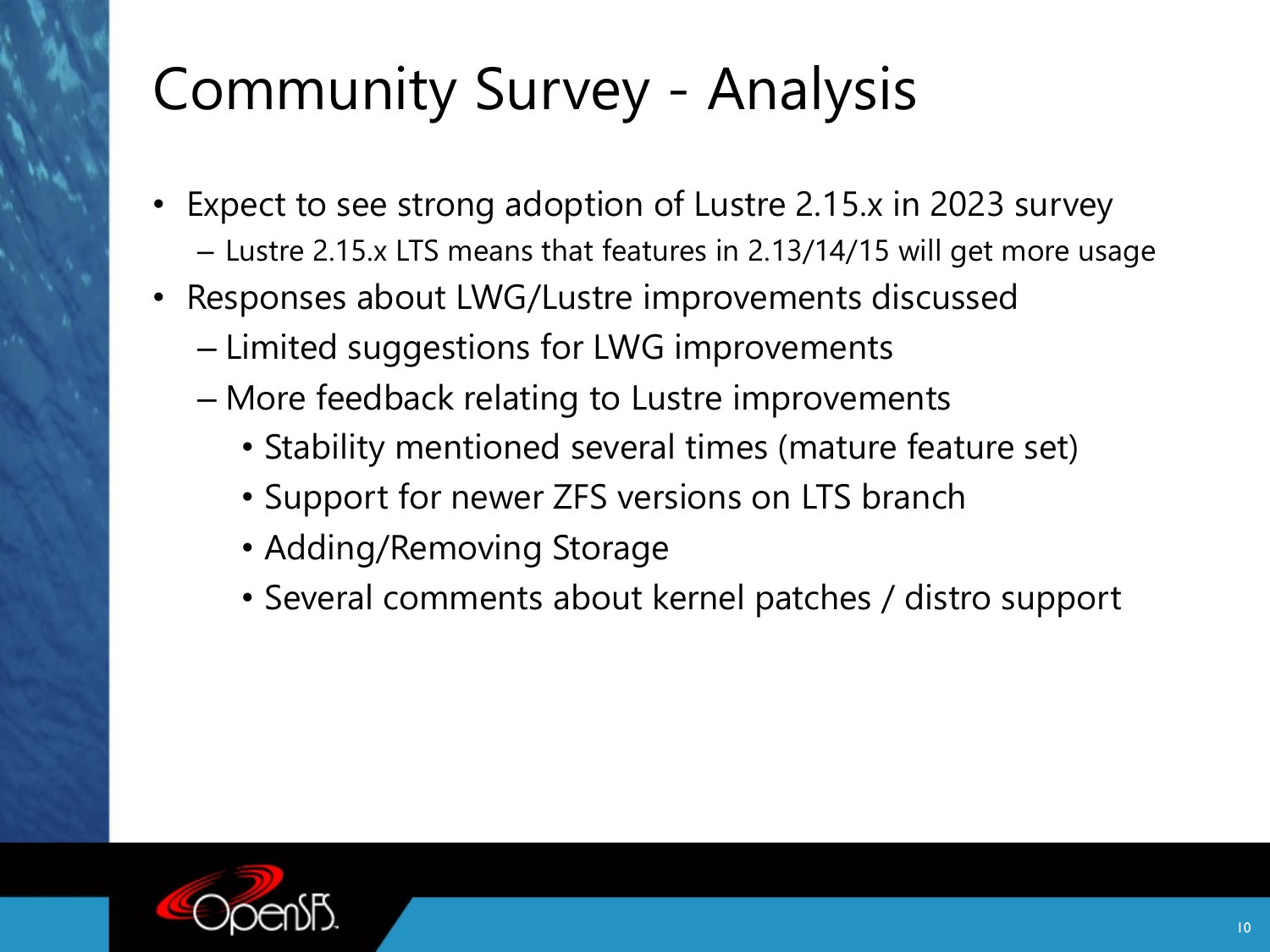# Community Survey - Analysis

- Expect to see strong adoption of Lustre 2.15.x in 2023 survey
  - Lustre 2.15.x LTS means that features in 2.13/14/15 will get more usage
- Responses about LWG/Lustre improvements discussed
  - Limited suggestions for LWG improvements
  - More feedback relating to Lustre improvements
    - Stability mentioned several times (mature feature set)
    - Support for newer ZFS versions on LTS branch
    - Adding/Removing Storage
    - Several comments about kernel patches / distro support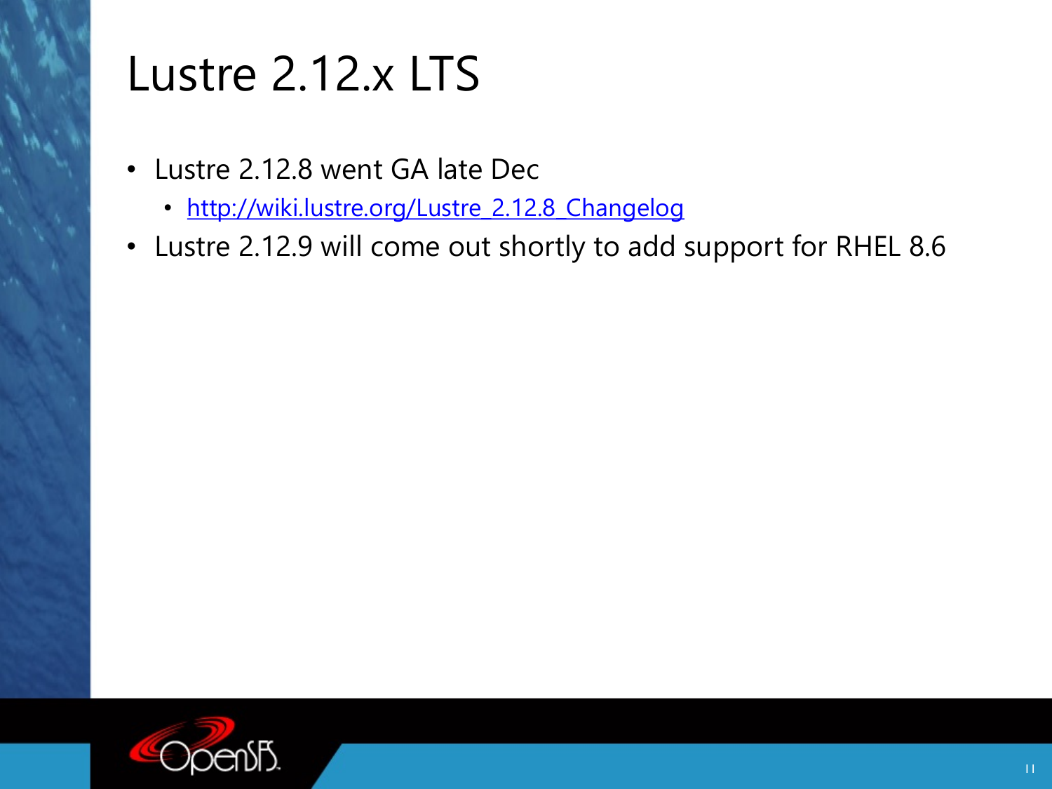# Lustre 2.12.x LTS

- Lustre 2.12.8 went GA late Dec
  - [http://wiki.lustre.org/Lustre_2.12.8_Changelog](http://wiki.lustre.org/Lustre_2.12.8_Changelog)
- Lustre 2.12.9 will come out shortly to add support for RHEL 8.6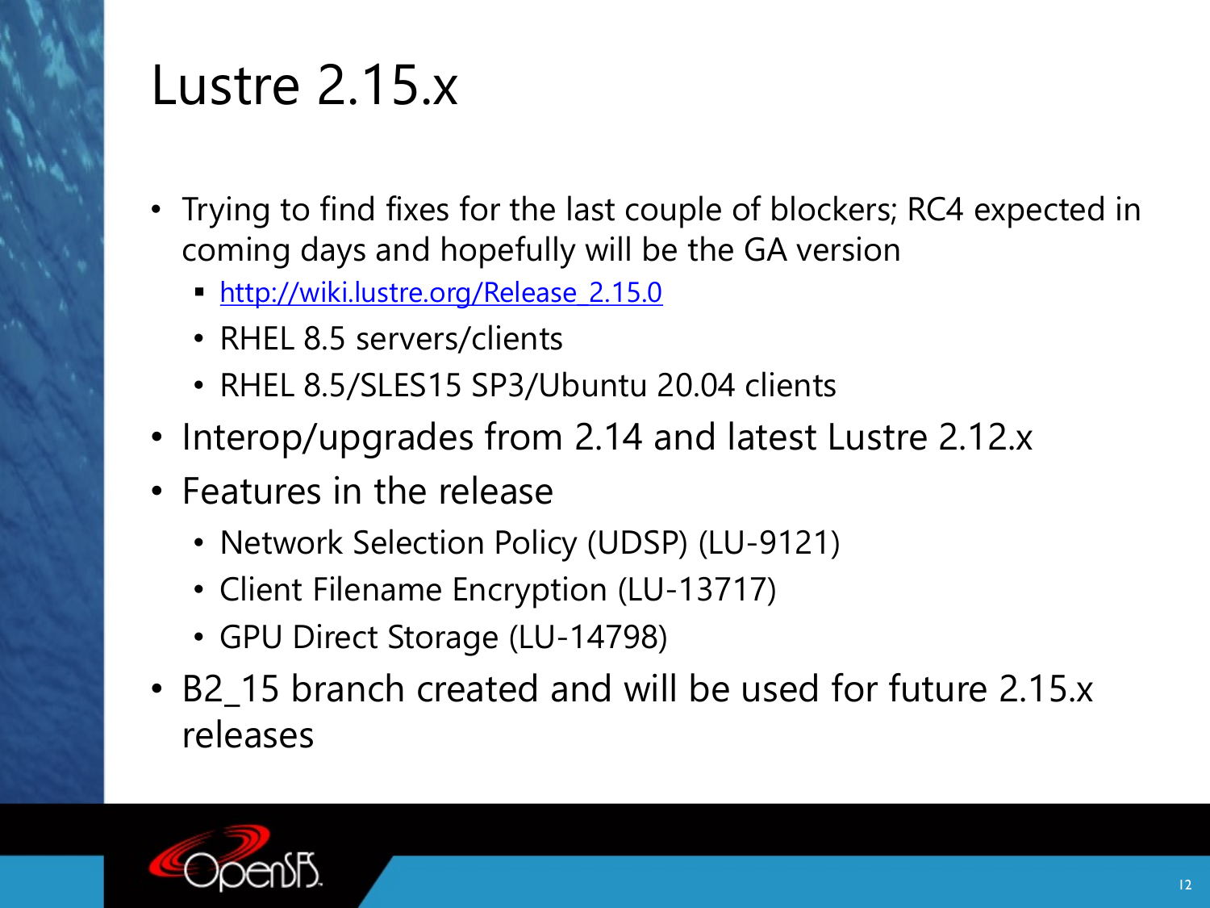# Lustre 2.15.x

- Trying to find fixes for the last couple of blockers; RC4 expected in coming days and hopefully will be the GA version
  - http://wiki.lustre.org/Release_2.15.0
  - RHEL 8.5 servers/clients
  - RHEL 8.5/SLES15 SP3/Ubuntu 20.04 clients
- Interop/upgrades from 2.14 and latest Lustre 2.12.x
- Features in the release
  - Network Selection Policy (UDSP) (LU-9121)
  - Client Filename Encryption (LU-13717)
  - GPU Direct Storage (LU-14798)
- B2_15 branch created and will be used for future 2.15.x releases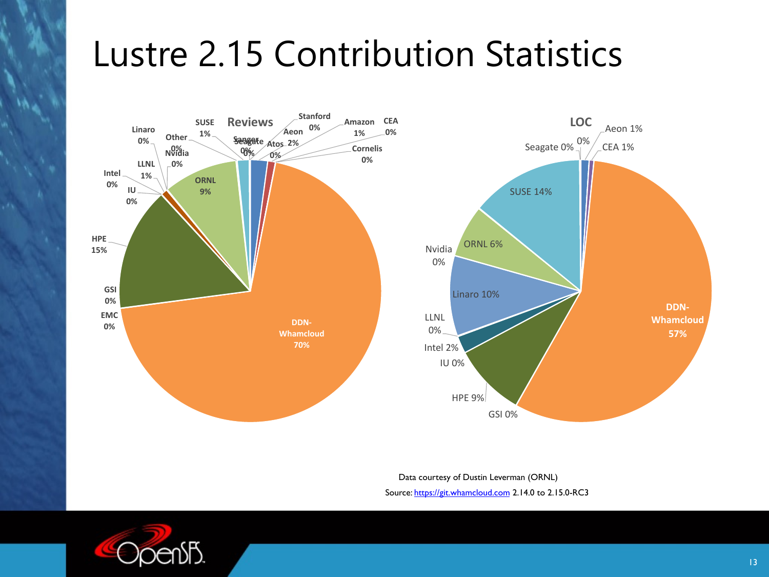# Lustre 2.15 Contribution Statistics

**Reviews**

| Organization | Share |
|---|---|
| DDN-Whamcloud | 70% |
| HPE | 15% |
| ORNL | 9% |
| Aeon | 2% |
| SUSE | 1% |
| Amazon | 1% |
| LLNL | 1% |
| Stanford | 0% |
| CEA | 0% |
| Cornelis | 0% |
| Atos | 0% |
| Sanger | 0% |
| Seagate | 0% |
| Other | 0% |
| Nvidia | 0% |
| Linaro | 0% |
| Intel | 0% |
| IU | 0% |
| GSI | 0% |
| EMC | 0% |

**LOC**

| Organization | Share |
|---|---|
| DDN-Whamcloud | 57% |
| SUSE | 14% |
| Linaro | 10% |
| HPE | 9% |
| ORNL | 6% |
| Intel | 2% |
| Aeon | 1% |
| CEA | 1% |
| Seagate | 0% |
| Nvidia | 0% |
| LLNL | 0% |
| IU | 0% |
| GSI | 0% |
| (unlabeled) | 0% |

Data courtesy of Dustin Leverman (ORNL)

Source: https://git.whamcloud.com 2.14.0 to 2.15.0-RC3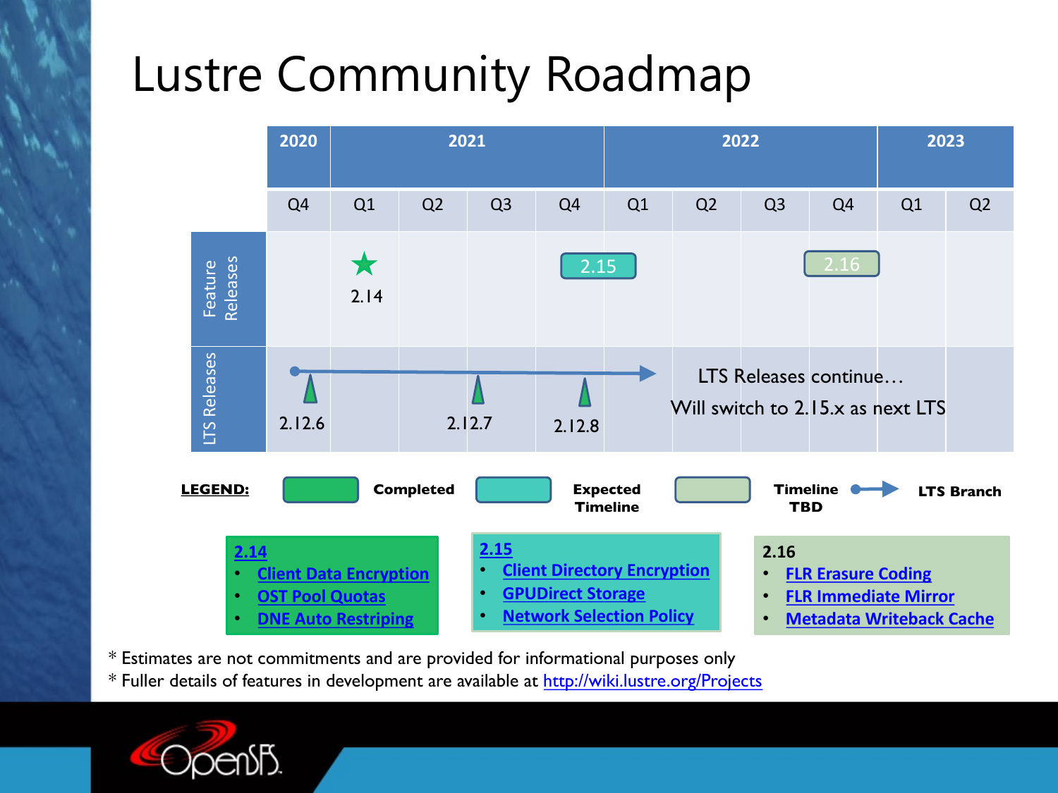# Lustre Community Roadmap

| | 2020 | 2021 | | | | 2022 | | | | 2023 | |
|---|---|---|---|---|---|---|---|---|---|---|---|
| | Q4 | Q1 | Q2 | Q3 | Q4 | Q1 | Q2 | Q3 | Q4 | Q1 | Q2 |
| Feature Releases | | ★ 2.14 | | | 2.15 | | | | 2.16 | | |
| LTS Releases | 2.12.6 | | | 2.12.7 | 2.12.8 | | LTS Releases continue… Will switch to 2.15.x as next LTS | | | | |

**LEGEND:** Completed | Expected Timeline | Timeline TBD | LTS Branch

**2.14**
- Client Data Encryption
- OST Pool Quotas
- DNE Auto Restriping

**2.15**
- Client Directory Encryption
- GPUDirect Storage
- Network Selection Policy

**2.16**
- FLR Erasure Coding
- FLR Immediate Mirror
- Metadata Writeback Cache

* Estimates are not commitments and are provided for informational purposes only
* Fuller details of features in development are available at http://wiki.lustre.org/Projects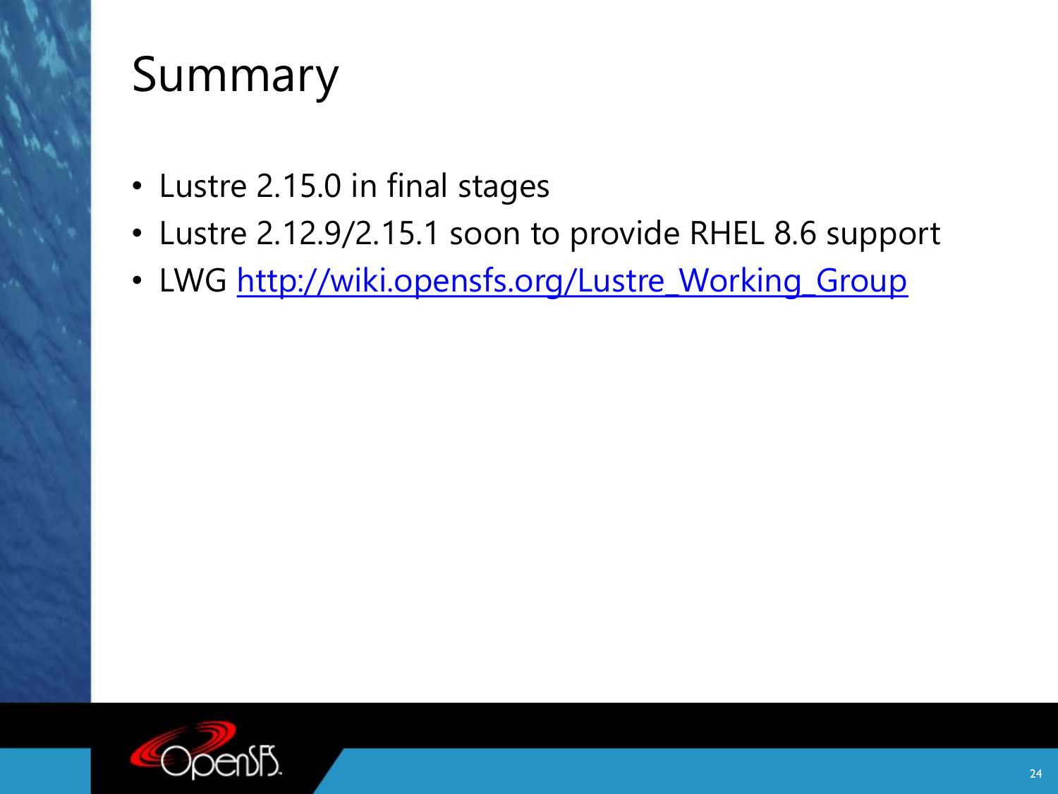# Summary

- Lustre 2.15.0 in final stages
- Lustre 2.12.9/2.15.1 soon to provide RHEL 8.6 support
- LWG [http://wiki.opensfs.org/Lustre_Working_Group](http://wiki.opensfs.org/Lustre_Working_Group)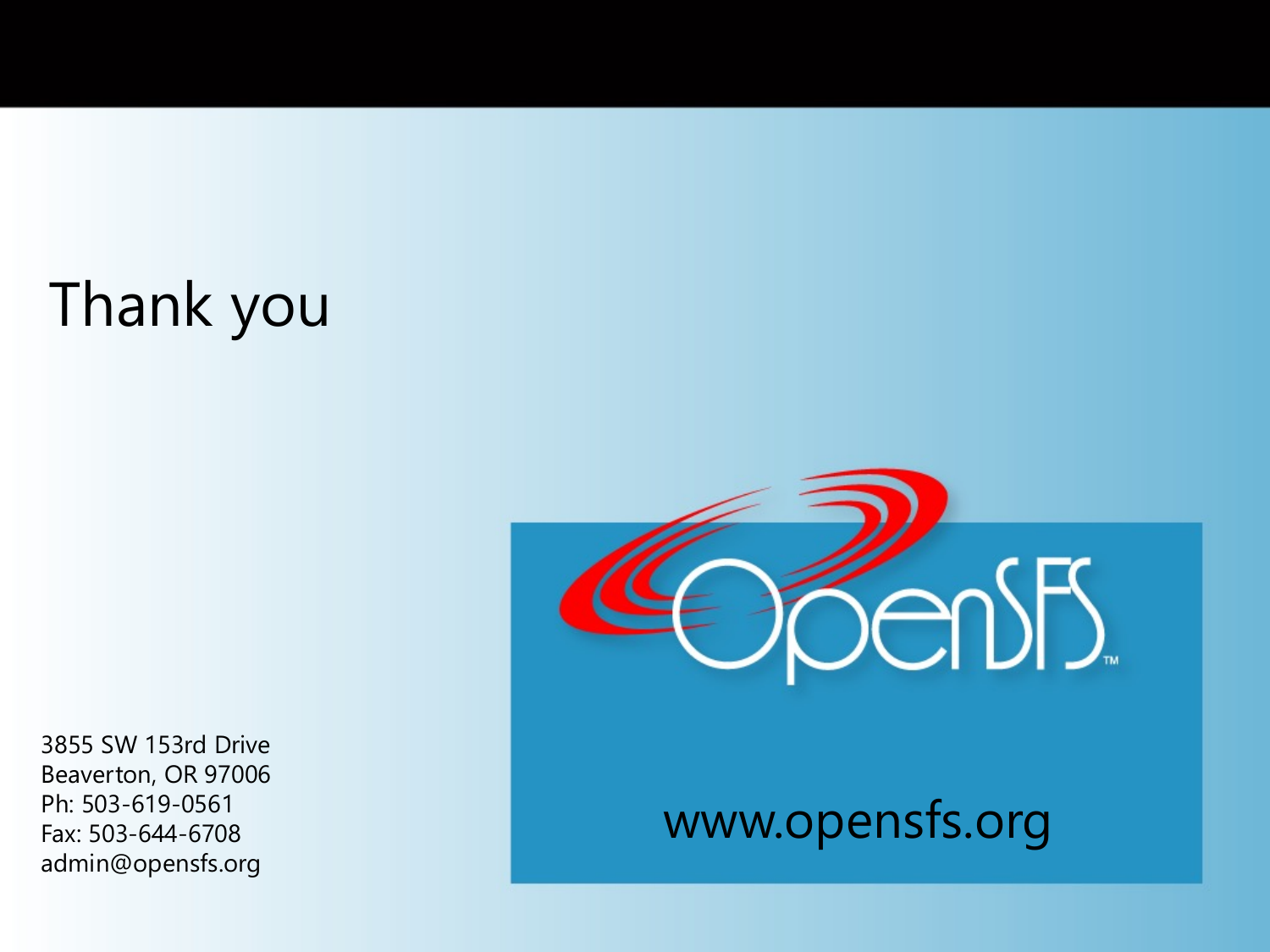# Thank you

3855 SW 153rd Drive
Beaverton, OR 97006
Ph: 503-619-0561
Fax: 503-644-6708
admin@opensfs.org

OpenSFS™

www.opensfs.org